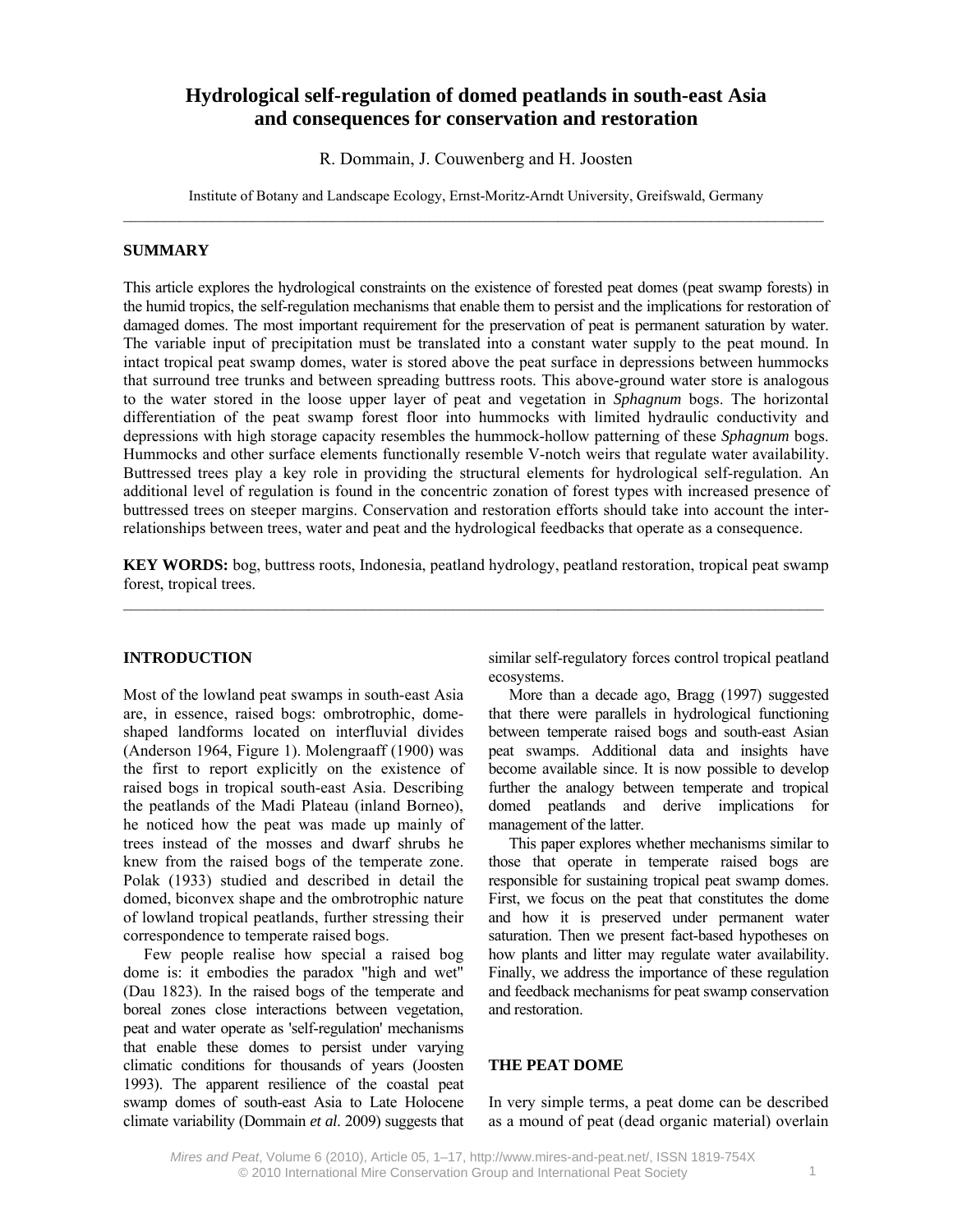# Hydrological self-regulation of domed peatlands in south-east Asia and consequences for conservation and restoration

R. Dommain, J. Couwenberg and H. Joosten

Institute of Botany and Landscape Ecology, Ernst-Moritz-Arndt University, Greifswald, Germany

---

## SUMMARY

This article explores the hydrological constraints on the existence of forested peat domes (peat swamp forests) in the humid tropics, the self-regulation mechanisms that enable them to persist and the implications for restoration of damaged domes. The most important requirement for the preservation of peat is permanent saturation by water. The variable input of precipitation must be translated into a constant water supply to the peat mound. In intact tropical peat swamp domes, water is stored above the peat surface in depressions between hummocks that surround tree trunks and between spreading buttress roots. This above-ground water store is analogous to the water stored in the loose upper layer of peat and vegetation in *Sphagnum* bogs. The horizontal differentiation of the peat swamp forest floor into hummocks with limited hydraulic conductivity and depressions with high storage capacity resembles the hummock-hollow patterning of these *Sphagnum* bogs. Hummocks and other surface elements functionally resemble V-notch weirs that regulate water availability. Buttressed trees play a key role in providing the structural elements for hydrological self-regulation. An additional level of regulation is found in the concentric zonation of forest types with increased presence of buttressed trees on steeper margins. Conservation and restoration efforts should take into account the inter-relationships between trees, water and peat and the hydrological feedbacks that operate as a consequence.

**KEY WORDS:** bog, buttress roots, Indonesia, peatland hydrology, peatland restoration, tropical peat swamp forest, tropical trees.

---

## INTRODUCTION

Most of the lowland peat swamps in south-east Asia are, in essence, raised bogs: ombrotrophic, dome-shaped landforms located on interfluvial divides (Anderson 1964, Figure 1). Molengraaff (1900) was the first to report explicitly on the existence of raised bogs in tropical south-east Asia. Describing the peatlands of the Madi Plateau (inland Borneo), he noticed how the peat was made up mainly of trees instead of the mosses and dwarf shrubs he knew from the raised bogs of the temperate zone. Polak (1933) studied and described in detail the domed, biconvex shape and the ombrotrophic nature of lowland tropical peatlands, further stressing their correspondence to temperate raised bogs.

Few people realise how special a raised bog dome is: it embodies the paradox "high and wet" (Dau 1823). In the raised bogs of the temperate and boreal zones close interactions between vegetation, peat and water operate as 'self-regulation' mechanisms that enable these domes to persist under varying climatic conditions for thousands of years (Joosten 1993). The apparent resilience of the coastal peat swamp domes of south-east Asia to Late Holocene climate variability (Dommain *et al*. 2009) suggests that similar self-regulatory forces control tropical peatland ecosystems.

More than a decade ago, Bragg (1997) suggested that there were parallels in hydrological functioning between temperate raised bogs and south-east Asian peat swamps. Additional data and insights have become available since. It is now possible to develop further the analogy between temperate and tropical domed peatlands and derive implications for management of the latter.

This paper explores whether mechanisms similar to those that operate in temperate raised bogs are responsible for sustaining tropical peat swamp domes. First, we focus on the peat that constitutes the dome and how it is preserved under permanent water saturation. Then we present fact-based hypotheses on how plants and litter may regulate water availability. Finally, we address the importance of these regulation and feedback mechanisms for peat swamp conservation and restoration.

## THE PEAT DOME

In very simple terms, a peat dome can be described as a mound of peat (dead organic material) overlain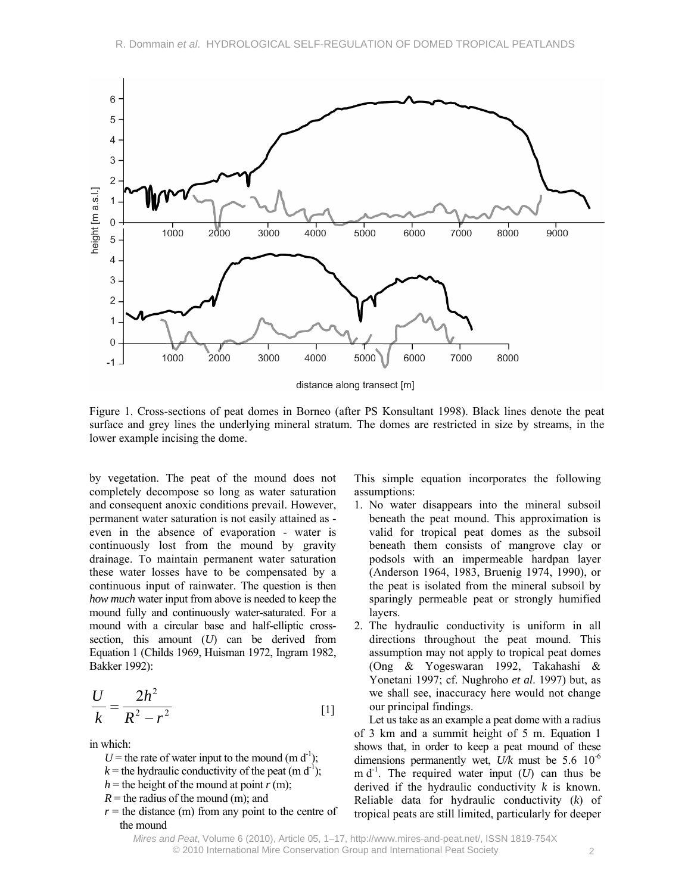Figure 1. Cross-sections of peat domes in Borneo (after PS Konsultant 1998). Black lines denote the peat surface and grey lines the underlying mineral stratum. The domes are restricted in size by streams, in the lower example incising the dome.

by vegetation. The peat of the mound does not completely decompose so long as water saturation and consequent anoxic conditions prevail. However, permanent water saturation is not easily attained as - even in the absence of evaporation - water is continuously lost from the mound by gravity drainage. To maintain permanent water saturation these water losses have to be compensated by a continuous input of rainwater. The question is then *how much* water input from above is needed to keep the mound fully and continuously water-saturated. For a mound with a circular base and half-elliptic cross-section, this amount ($U$) can be derived from Equation 1 (Childs 1969, Huisman 1972, Ingram 1982, Bakker 1992):

$$\frac{U}{k} = \frac{2h^2}{R^2 - r^2} \qquad [1]$$

in which:

- $U$ = the rate of water input to the mound (m $d^{-1}$);
- $k$ = the hydraulic conductivity of the peat (m $d^{-1}$);
- $h$ = the height of the mound at point $r$ (m);
- $R$ = the radius of the mound (m); and
- $r$ = the distance (m) from any point to the centre of the mound

This simple equation incorporates the following assumptions:

1. No water disappears into the mineral subsoil beneath the peat mound. This approximation is valid for tropical peat domes as the subsoil beneath them consists of mangrove clay or podsols with an impermeable hardpan layer (Anderson 1964, 1983, Bruenig 1974, 1990), or the peat is isolated from the mineral subsoil by sparingly permeable peat or strongly humified layers.
2. The hydraulic conductivity is uniform in all directions throughout the peat mound. This assumption may not apply to tropical peat domes (Ong & Yogeswaran 1992, Takahashi & Yonetani 1997; cf. Nughroho *et al*. 1997) but, as we shall see, inaccuracy here would not change our principal findings.

Let us take as an example a peat dome with a radius of 3 km and a summit height of 5 m. Equation 1 shows that, in order to keep a peat mound of these dimensions permanently wet, $U/k$ must be 5.6 $10^{-6}$ m $d^{-1}$. The required water input ($U$) can thus be derived if the hydraulic conductivity $k$ is known. Reliable data for hydraulic conductivity ($k$) of tropical peats are still limited, particularly for deeper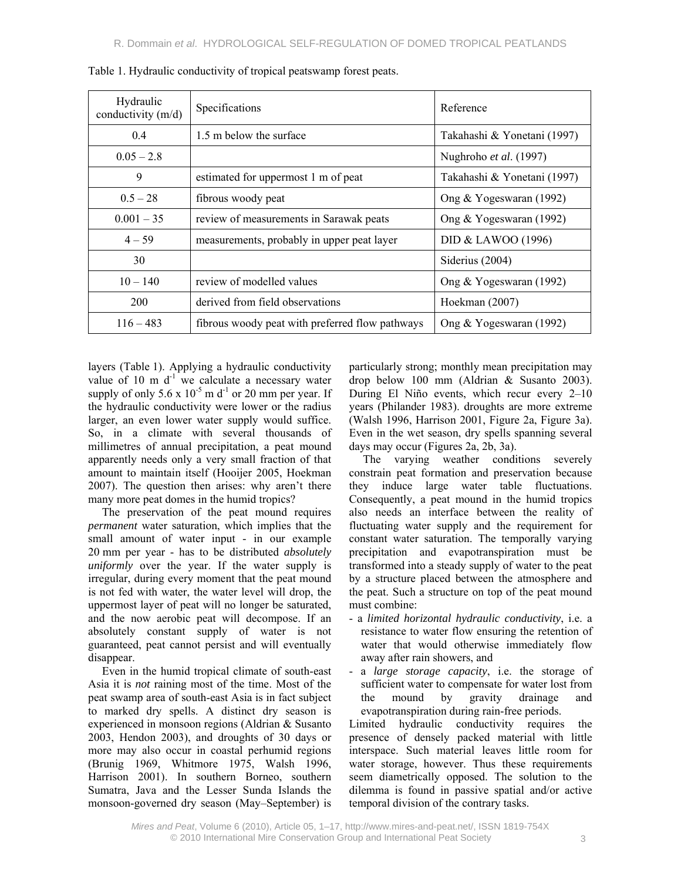Table 1. Hydraulic conductivity of tropical peatswamp forest peats.

| Hydraulic conductivity (m/d) | Specifications | Reference |
|---|---|---|
| 0.4 | 1.5 m below the surface | Takahashi & Yonetani (1997) |
| 0.05 – 2.8 | | Nughroho *et al*. (1997) |
| 9 | estimated for uppermost 1 m of peat | Takahashi & Yonetani (1997) |
| 0.5 – 28 | fibrous woody peat | Ong & Yogeswaran (1992) |
| 0.001 – 35 | review of measurements in Sarawak peats | Ong & Yogeswaran (1992) |
| 4 – 59 | measurements, probably in upper peat layer | DID & LAWOO (1996) |
| 30 | | Siderius (2004) |
| 10 – 140 | review of modelled values | Ong & Yogeswaran (1992) |
| 200 | derived from field observations | Hoekman (2007) |
| 116 – 483 | fibrous woody peat with preferred flow pathways | Ong & Yogeswaran (1992) |

layers (Table 1). Applying a hydraulic conductivity value of 10 m $d^{-1}$ we calculate a necessary water supply of only $5.6 \times 10^{-5}$ m $d^{-1}$ or 20 mm per year. If the hydraulic conductivity were lower or the radius larger, an even lower water supply would suffice. So, in a climate with several thousands of millimetres of annual precipitation, a peat mound apparently needs only a very small fraction of that amount to maintain itself (Hooijer 2005, Hoekman 2007). The question then arises: why aren't there many more peat domes in the humid tropics?

The preservation of the peat mound requires *permanent* water saturation, which implies that the small amount of water input - in our example 20 mm per year - has to be distributed *absolutely uniformly* over the year. If the water supply is irregular, during every moment that the peat mound is not fed with water, the water level will drop, the uppermost layer of peat will no longer be saturated, and the now aerobic peat will decompose. If an absolutely constant supply of water is not guaranteed, peat cannot persist and will eventually disappear.

Even in the humid tropical climate of south-east Asia it is *not* raining most of the time. Most of the peat swamp area of south-east Asia is in fact subject to marked dry spells. A distinct dry season is experienced in monsoon regions (Aldrian & Susanto 2003, Hendon 2003), and droughts of 30 days or more may also occur in coastal perhumid regions (Brunig 1969, Whitmore 1975, Walsh 1996, Harrison 2001). In southern Borneo, southern Sumatra, Java and the Lesser Sunda Islands the monsoon-governed dry season (May–September) is particularly strong; monthly mean precipitation may drop below 100 mm (Aldrian & Susanto 2003). During El Niño events, which recur every 2–10 years (Philander 1983). droughts are more extreme (Walsh 1996, Harrison 2001, Figure 2a, Figure 3a). Even in the wet season, dry spells spanning several days may occur (Figures 2a, 2b, 3a).

The varying weather conditions severely constrain peat formation and preservation because they induce large water table fluctuations. Consequently, a peat mound in the humid tropics also needs an interface between the reality of fluctuating water supply and the requirement for constant water saturation. The temporally varying precipitation and evapotranspiration must be transformed into a steady supply of water to the peat by a structure placed between the atmosphere and the peat. Such a structure on top of the peat mound must combine:

- a *limited horizontal hydraulic conductivity*, i.e. a resistance to water flow ensuring the retention of water that would otherwise immediately flow away after rain showers, and
- a *large storage capacity*, i.e. the storage of sufficient water to compensate for water lost from the mound by gravity drainage and evapotranspiration during rain-free periods.

Limited hydraulic conductivity requires the presence of densely packed material with little interspace. Such material leaves little room for water storage, however. Thus these requirements seem diametrically opposed. The solution to the dilemma is found in passive spatial and/or active temporal division of the contrary tasks.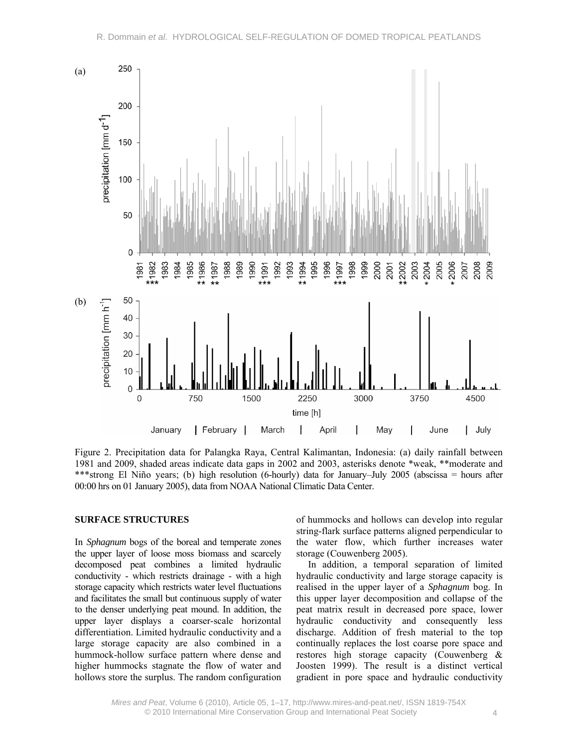Figure 2. Precipitation data for Palangka Raya, Central Kalimantan, Indonesia: (a) daily rainfall between 1981 and 2009, shaded areas indicate data gaps in 2002 and 2003, asterisks denote *weak, **moderate and ***strong El Niño years; (b) high resolution (6-hourly) data for January–July 2005 (abscissa = hours after 00:00 hrs on 01 January 2005), data from NOAA National Climatic Data Center.

## SURFACE STRUCTURES

In *Sphagnum* bogs of the boreal and temperate zones the upper layer of loose moss biomass and scarcely decomposed peat combines a limited hydraulic conductivity - which restricts drainage - with a high storage capacity which restricts water level fluctuations and facilitates the small but continuous supply of water to the denser underlying peat mound. In addition, the upper layer displays a coarser-scale horizontal differentiation. Limited hydraulic conductivity and a large storage capacity are also combined in a hummock-hollow surface pattern where dense and higher hummocks stagnate the flow of water and hollows store the surplus. The random configuration of hummocks and hollows can develop into regular string-flark surface patterns aligned perpendicular to the water flow, which further increases water storage (Couwenberg 2005).

In addition, a temporal separation of limited hydraulic conductivity and large storage capacity is realised in the upper layer of a *Sphagnum* bog. In this upper layer decomposition and collapse of the peat matrix result in decreased pore space, lower hydraulic conductivity and consequently less discharge. Addition of fresh material to the top continually replaces the lost coarse pore space and restores high storage capacity (Couwenberg & Joosten 1999). The result is a distinct vertical gradient in pore space and hydraulic conductivity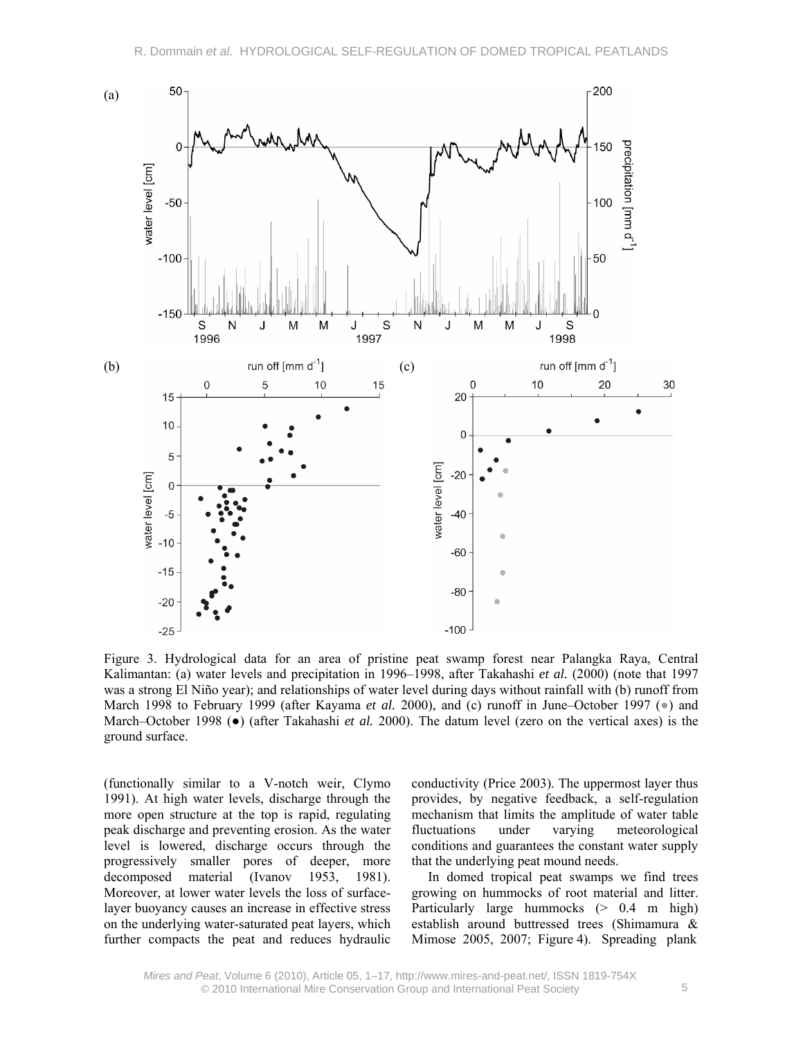Figure 3. Hydrological data for an area of pristine peat swamp forest near Palangka Raya, Central Kalimantan: (a) water levels and precipitation in 1996–1998, after Takahashi *et al.* (2000) (note that 1997 was a strong El Niño year); and relationships of water level during days without rainfall with (b) runoff from March 1998 to February 1999 (after Kayama *et al.* 2000), and (c) runoff in June–October 1997 (●) and March–October 1998 (●) (after Takahashi *et al.* 2000). The datum level (zero on the vertical axes) is the ground surface.

(functionally similar to a V-notch weir, Clymo 1991). At high water levels, discharge through the more open structure at the top is rapid, regulating peak discharge and preventing erosion. As the water level is lowered, discharge occurs through the progressively smaller pores of deeper, more decomposed material (Ivanov 1953, 1981). Moreover, at lower water levels the loss of surface-layer buoyancy causes an increase in effective stress on the underlying water-saturated peat layers, which further compacts the peat and reduces hydraulic conductivity (Price 2003). The uppermost layer thus provides, by negative feedback, a self-regulation mechanism that limits the amplitude of water table fluctuations under varying meteorological conditions and guarantees the constant water supply that the underlying peat mound needs.

In domed tropical peat swamps we find trees growing on hummocks of root material and litter. Particularly large hummocks (> 0.4 m high) establish around buttressed trees (Shimamura & Mimose 2005, 2007; Figure 4). Spreading plank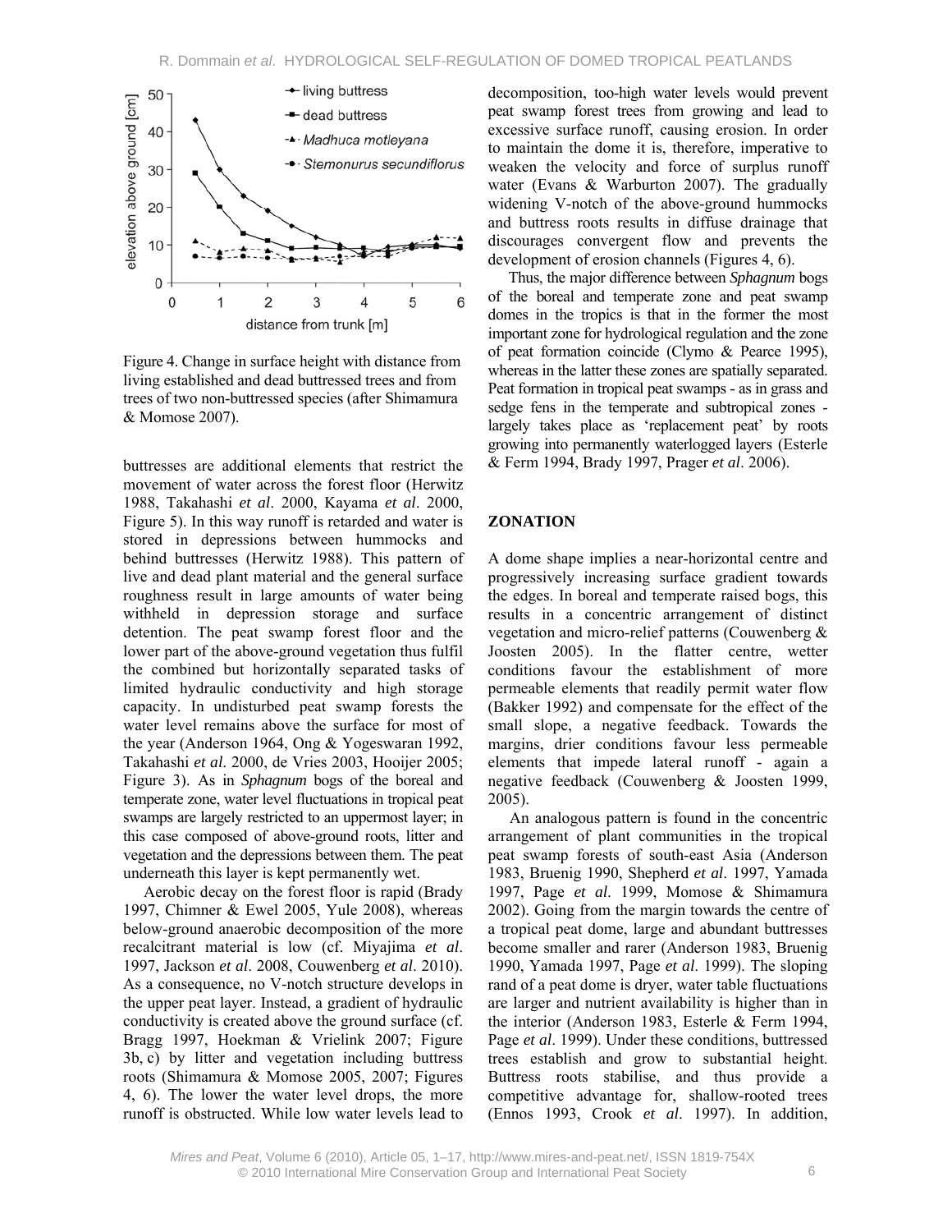Figure 4. Change in surface height with distance from living established and dead buttressed trees and from trees of two non-buttressed species (after Shimamura & Momose 2007).

buttresses are additional elements that restrict the movement of water across the forest floor (Herwitz 1988, Takahashi *et al*. 2000, Kayama *et al*. 2000, Figure 5). In this way runoff is retarded and water is stored in depressions between hummocks and behind buttresses (Herwitz 1988). This pattern of live and dead plant material and the general surface roughness result in large amounts of water being withheld in depression storage and surface detention. The peat swamp forest floor and the lower part of the above-ground vegetation thus fulfil the combined but horizontally separated tasks of limited hydraulic conductivity and high storage capacity. In undisturbed peat swamp forests the water level remains above the surface for most of the year (Anderson 1964, Ong & Yogeswaran 1992, Takahashi *et al*. 2000, de Vries 2003, Hooijer 2005; Figure 3). As in *Sphagnum* bogs of the boreal and temperate zone, water level fluctuations in tropical peat swamps are largely restricted to an uppermost layer; in this case composed of above-ground roots, litter and vegetation and the depressions between them. The peat underneath this layer is kept permanently wet.

Aerobic decay on the forest floor is rapid (Brady 1997, Chimner & Ewel 2005, Yule 2008), whereas below-ground anaerobic decomposition of the more recalcitrant material is low (cf. Miyajima *et al*. 1997, Jackson *et al*. 2008, Couwenberg *et al*. 2010). As a consequence, no V-notch structure develops in the upper peat layer. Instead, a gradient of hydraulic conductivity is created above the ground surface (cf. Bragg 1997, Hoekman & Vrielink 2007; Figure 3b, c) by litter and vegetation including buttress roots (Shimamura & Momose 2005, 2007; Figures 4, 6). The lower the water level drops, the more runoff is obstructed. While low water levels lead to decomposition, too-high water levels would prevent peat swamp forest trees from growing and lead to excessive surface runoff, causing erosion. In order to maintain the dome it is, therefore, imperative to weaken the velocity and force of surplus runoff water (Evans & Warburton 2007). The gradually widening V-notch of the above-ground hummocks and buttress roots results in diffuse drainage that discourages convergent flow and prevents the development of erosion channels (Figures 4, 6).

Thus, the major difference between *Sphagnum* bogs of the boreal and temperate zone and peat swamp domes in the tropics is that in the former the most important zone for hydrological regulation and the zone of peat formation coincide (Clymo & Pearce 1995), whereas in the latter these zones are spatially separated. Peat formation in tropical peat swamps - as in grass and sedge fens in the temperate and subtropical zones - largely takes place as 'replacement peat' by roots growing into permanently waterlogged layers (Esterle & Ferm 1994, Brady 1997, Prager *et al*. 2006).

## ZONATION

A dome shape implies a near-horizontal centre and progressively increasing surface gradient towards the edges. In boreal and temperate raised bogs, this results in a concentric arrangement of distinct vegetation and micro-relief patterns (Couwenberg & Joosten 2005). In the flatter centre, wetter conditions favour the establishment of more permeable elements that readily permit water flow (Bakker 1992) and compensate for the effect of the small slope, a negative feedback. Towards the margins, drier conditions favour less permeable elements that impede lateral runoff - again a negative feedback (Couwenberg & Joosten 1999, 2005).

An analogous pattern is found in the concentric arrangement of plant communities in the tropical peat swamp forests of south-east Asia (Anderson 1983, Bruenig 1990, Shepherd *et al*. 1997, Yamada 1997, Page *et al*. 1999, Momose & Shimamura 2002). Going from the margin towards the centre of a tropical peat dome, large and abundant buttresses become smaller and rarer (Anderson 1983, Bruenig 1990, Yamada 1997, Page *et al*. 1999). The sloping rand of a peat dome is dryer, water table fluctuations are larger and nutrient availability is higher than in the interior (Anderson 1983, Esterle & Ferm 1994, Page *et al*. 1999). Under these conditions, buttressed trees establish and grow to substantial height. Buttress roots stabilise, and thus provide a competitive advantage for, shallow-rooted trees (Ennos 1993, Crook *et al*. 1997). In addition,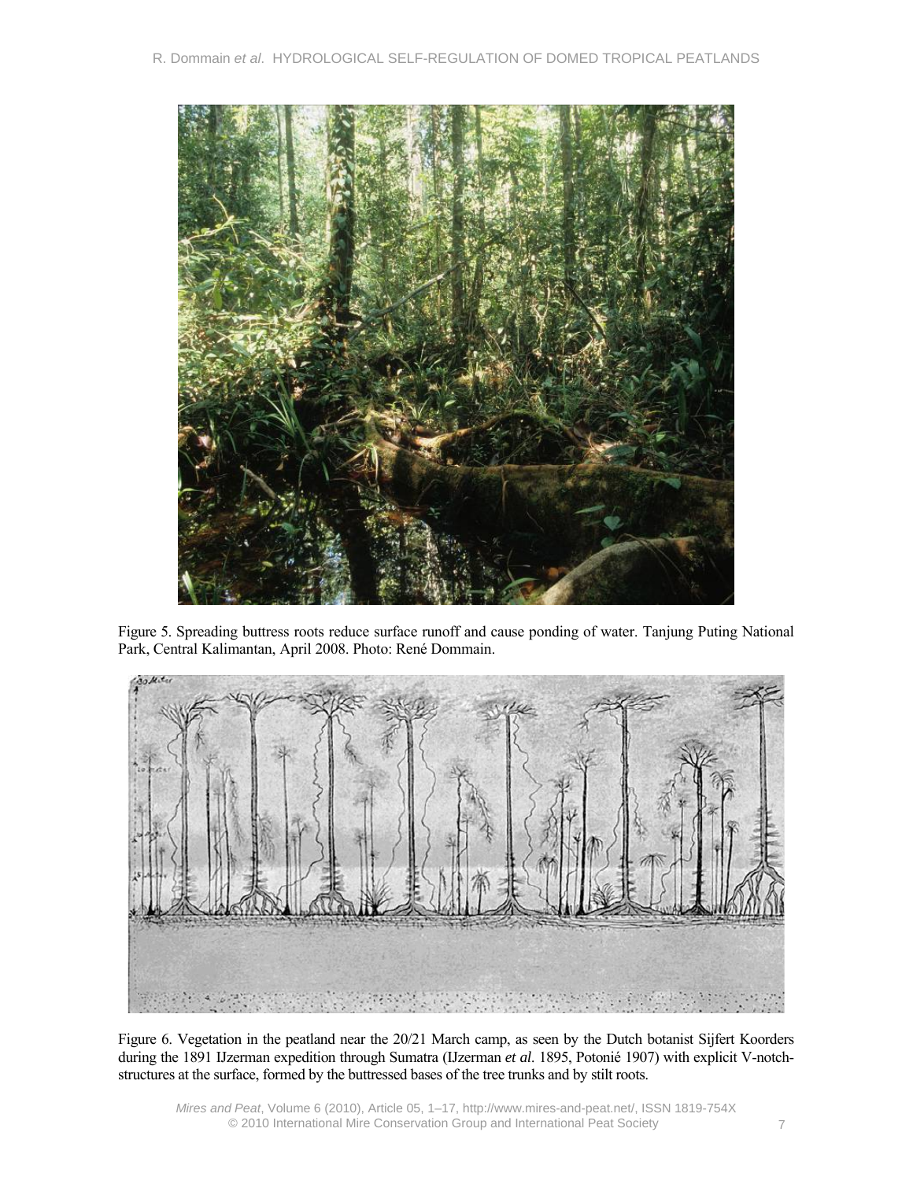Figure 5. Spreading buttress roots reduce surface runoff and cause ponding of water. Tanjung Puting National Park, Central Kalimantan, April 2008. Photo: René Dommain.

Figure 6. Vegetation in the peatland near the 20/21 March camp, as seen by the Dutch botanist Sijfert Koorders during the 1891 IJzerman expedition through Sumatra (IJzerman *et al*. 1895, Potonié 1907) with explicit V-notch-structures at the surface, formed by the buttressed bases of the tree trunks and by stilt roots.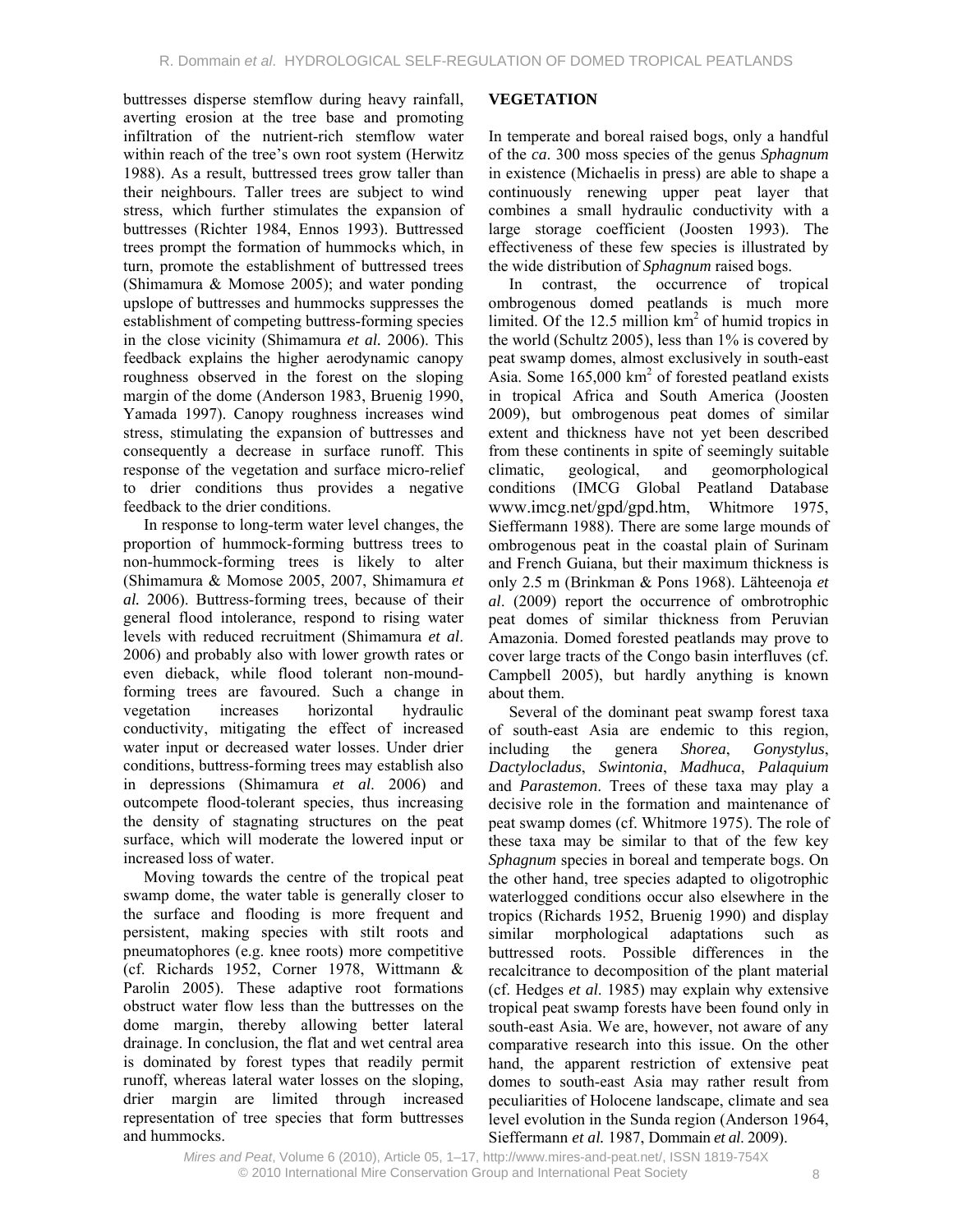buttresses disperse stemflow during heavy rainfall, averting erosion at the tree base and promoting infiltration of the nutrient-rich stemflow water within reach of the tree's own root system (Herwitz 1988). As a result, buttressed trees grow taller than their neighbours. Taller trees are subject to wind stress, which further stimulates the expansion of buttresses (Richter 1984, Ennos 1993). Buttressed trees prompt the formation of hummocks which, in turn, promote the establishment of buttressed trees (Shimamura & Momose 2005); and water ponding upslope of buttresses and hummocks suppresses the establishment of competing buttress-forming species in the close vicinity (Shimamura *et al.* 2006). This feedback explains the higher aerodynamic canopy roughness observed in the forest on the sloping margin of the dome (Anderson 1983, Bruenig 1990, Yamada 1997). Canopy roughness increases wind stress, stimulating the expansion of buttresses and consequently a decrease in surface runoff. This response of the vegetation and surface micro-relief to drier conditions thus provides a negative feedback to the drier conditions.

In response to long-term water level changes, the proportion of hummock-forming buttress trees to non-hummock-forming trees is likely to alter (Shimamura & Momose 2005, 2007, Shimamura *et al.* 2006). Buttress-forming trees, because of their general flood intolerance, respond to rising water levels with reduced recruitment (Shimamura *et al*. 2006) and probably also with lower growth rates or even dieback, while flood tolerant non-mound-forming trees are favoured. Such a change in vegetation increases horizontal hydraulic conductivity, mitigating the effect of increased water input or decreased water losses. Under drier conditions, buttress-forming trees may establish also in depressions (Shimamura *et al*. 2006) and outcompete flood-tolerant species, thus increasing the density of stagnating structures on the peat surface, which will moderate the lowered input or increased loss of water.

Moving towards the centre of the tropical peat swamp dome, the water table is generally closer to the surface and flooding is more frequent and persistent, making species with stilt roots and pneumatophores (e.g. knee roots) more competitive (cf. Richards 1952, Corner 1978, Wittmann & Parolin 2005). These adaptive root formations obstruct water flow less than the buttresses on the dome margin, thereby allowing better lateral drainage. In conclusion, the flat and wet central area is dominated by forest types that readily permit runoff, whereas lateral water losses on the sloping, drier margin are limited through increased representation of tree species that form buttresses and hummocks.

## VEGETATION

In temperate and boreal raised bogs, only a handful of the *ca*. 300 moss species of the genus *Sphagnum* in existence (Michaelis in press) are able to shape a continuously renewing upper peat layer that combines a small hydraulic conductivity with a large storage coefficient (Joosten 1993). The effectiveness of these few species is illustrated by the wide distribution of *Sphagnum* raised bogs.

In contrast, the occurrence of tropical ombrogenous domed peatlands is much more limited. Of the 12.5 million km$^2$ of humid tropics in the world (Schultz 2005), less than 1% is covered by peat swamp domes, almost exclusively in south-east Asia. Some 165,000 km$^2$ of forested peatland exists in tropical Africa and South America (Joosten 2009), but ombrogenous peat domes of similar extent and thickness have not yet been described from these continents in spite of seemingly suitable climatic, geological, and geomorphological conditions (IMCG Global Peatland Database www.imcg.net/gpd/gpd.htm, Whitmore 1975, Sieffermann 1988). There are some large mounds of ombrogenous peat in the coastal plain of Surinam and French Guiana, but their maximum thickness is only 2.5 m (Brinkman & Pons 1968). Lähteenoja *et al*. (2009) report the occurrence of ombrotrophic peat domes of similar thickness from Peruvian Amazonia. Domed forested peatlands may prove to cover large tracts of the Congo basin interfluves (cf. Campbell 2005), but hardly anything is known about them.

Several of the dominant peat swamp forest taxa of south-east Asia are endemic to this region, including the genera *Shorea*, *Gonystylus*, *Dactylocladus*, *Swintonia*, *Madhuca*, *Palaquium* and *Parastemon*. Trees of these taxa may play a decisive role in the formation and maintenance of peat swamp domes (cf. Whitmore 1975). The role of these taxa may be similar to that of the few key *Sphagnum* species in boreal and temperate bogs. On the other hand, tree species adapted to oligotrophic waterlogged conditions occur also elsewhere in the tropics (Richards 1952, Bruenig 1990) and display similar morphological adaptations such as buttressed roots. Possible differences in the recalcitrance to decomposition of the plant material (cf. Hedges *et al.* 1985) may explain why extensive tropical peat swamp forests have been found only in south-east Asia. We are, however, not aware of any comparative research into this issue. On the other hand, the apparent restriction of extensive peat domes to south-east Asia may rather result from peculiarities of Holocene landscape, climate and sea level evolution in the Sunda region (Anderson 1964, Sieffermann *et al.* 1987, Dommain *et al.* 2009).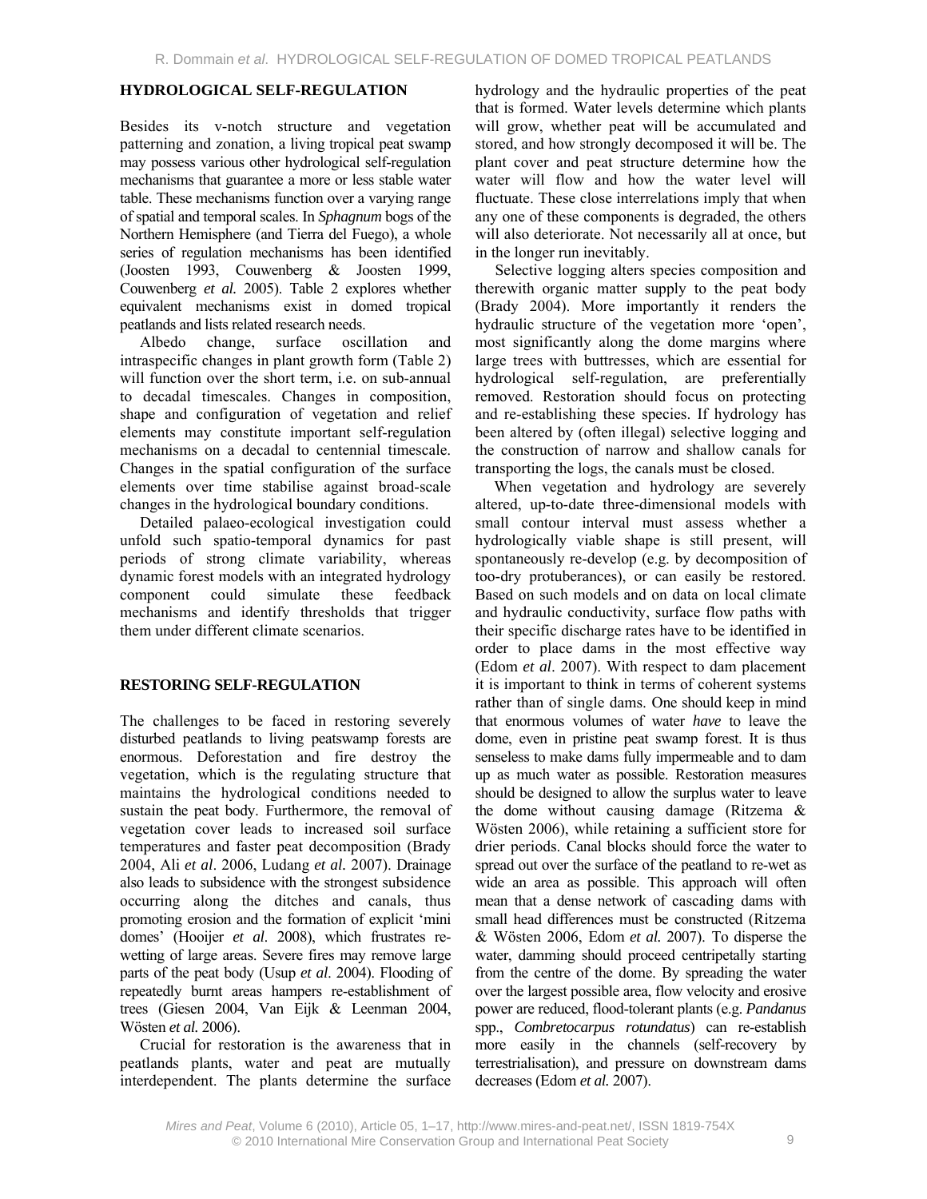## HYDROLOGICAL SELF-REGULATION

Besides its v-notch structure and vegetation patterning and zonation, a living tropical peat swamp may possess various other hydrological self-regulation mechanisms that guarantee a more or less stable water table. These mechanisms function over a varying range of spatial and temporal scales. In *Sphagnum* bogs of the Northern Hemisphere (and Tierra del Fuego), a whole series of regulation mechanisms has been identified (Joosten 1993, Couwenberg & Joosten 1999, Couwenberg *et al.* 2005). Table 2 explores whether equivalent mechanisms exist in domed tropical peatlands and lists related research needs.

Albedo change, surface oscillation and intraspecific changes in plant growth form (Table 2) will function over the short term, i.e. on sub-annual to decadal timescales. Changes in composition, shape and configuration of vegetation and relief elements may constitute important self-regulation mechanisms on a decadal to centennial timescale. Changes in the spatial configuration of the surface elements over time stabilise against broad-scale changes in the hydrological boundary conditions.

Detailed palaeo-ecological investigation could unfold such spatio-temporal dynamics for past periods of strong climate variability, whereas dynamic forest models with an integrated hydrology component could simulate these feedback mechanisms and identify thresholds that trigger them under different climate scenarios.

## RESTORING SELF-REGULATION

The challenges to be faced in restoring severely disturbed peatlands to living peatswamp forests are enormous. Deforestation and fire destroy the vegetation, which is the regulating structure that maintains the hydrological conditions needed to sustain the peat body. Furthermore, the removal of vegetation cover leads to increased soil surface temperatures and faster peat decomposition (Brady 2004, Ali *et al*. 2006, Ludang *et al.* 2007). Drainage also leads to subsidence with the strongest subsidence occurring along the ditches and canals, thus promoting erosion and the formation of explicit 'mini domes' (Hooijer *et al*. 2008), which frustrates re-wetting of large areas. Severe fires may remove large parts of the peat body (Usup *et al*. 2004). Flooding of repeatedly burnt areas hampers re-establishment of trees (Giesen 2004, Van Eijk & Leenman 2004, Wösten *et al.* 2006).

Crucial for restoration is the awareness that in peatlands plants, water and peat are mutually interdependent. The plants determine the surface hydrology and the hydraulic properties of the peat that is formed. Water levels determine which plants will grow, whether peat will be accumulated and stored, and how strongly decomposed it will be. The plant cover and peat structure determine how the water will flow and how the water level will fluctuate. These close interrelations imply that when any one of these components is degraded, the others will also deteriorate. Not necessarily all at once, but in the longer run inevitably.

Selective logging alters species composition and therewith organic matter supply to the peat body (Brady 2004). More importantly it renders the hydraulic structure of the vegetation more 'open', most significantly along the dome margins where large trees with buttresses, which are essential for hydrological self-regulation, are preferentially removed. Restoration should focus on protecting and re-establishing these species. If hydrology has been altered by (often illegal) selective logging and the construction of narrow and shallow canals for transporting the logs, the canals must be closed.

When vegetation and hydrology are severely altered, up-to-date three-dimensional models with small contour interval must assess whether a hydrologically viable shape is still present, will spontaneously re-develop (e.g. by decomposition of too-dry protuberances), or can easily be restored. Based on such models and on data on local climate and hydraulic conductivity, surface flow paths with their specific discharge rates have to be identified in order to place dams in the most effective way (Edom *et al*. 2007). With respect to dam placement it is important to think in terms of coherent systems rather than of single dams. One should keep in mind that enormous volumes of water *have* to leave the dome, even in pristine peat swamp forest. It is thus senseless to make dams fully impermeable and to dam up as much water as possible. Restoration measures should be designed to allow the surplus water to leave the dome without causing damage (Ritzema & Wösten 2006), while retaining a sufficient store for drier periods. Canal blocks should force the water to spread out over the surface of the peatland to re-wet as wide an area as possible. This approach will often mean that a dense network of cascading dams with small head differences must be constructed (Ritzema & Wösten 2006, Edom *et al.* 2007). To disperse the water, damming should proceed centripetally starting from the centre of the dome. By spreading the water over the largest possible area, flow velocity and erosive power are reduced, flood-tolerant plants (e.g. *Pandanus* spp., *Combretocarpus rotundatus*) can re-establish more easily in the channels (self-recovery by terrestrialisation), and pressure on downstream dams decreases (Edom *et al.* 2007).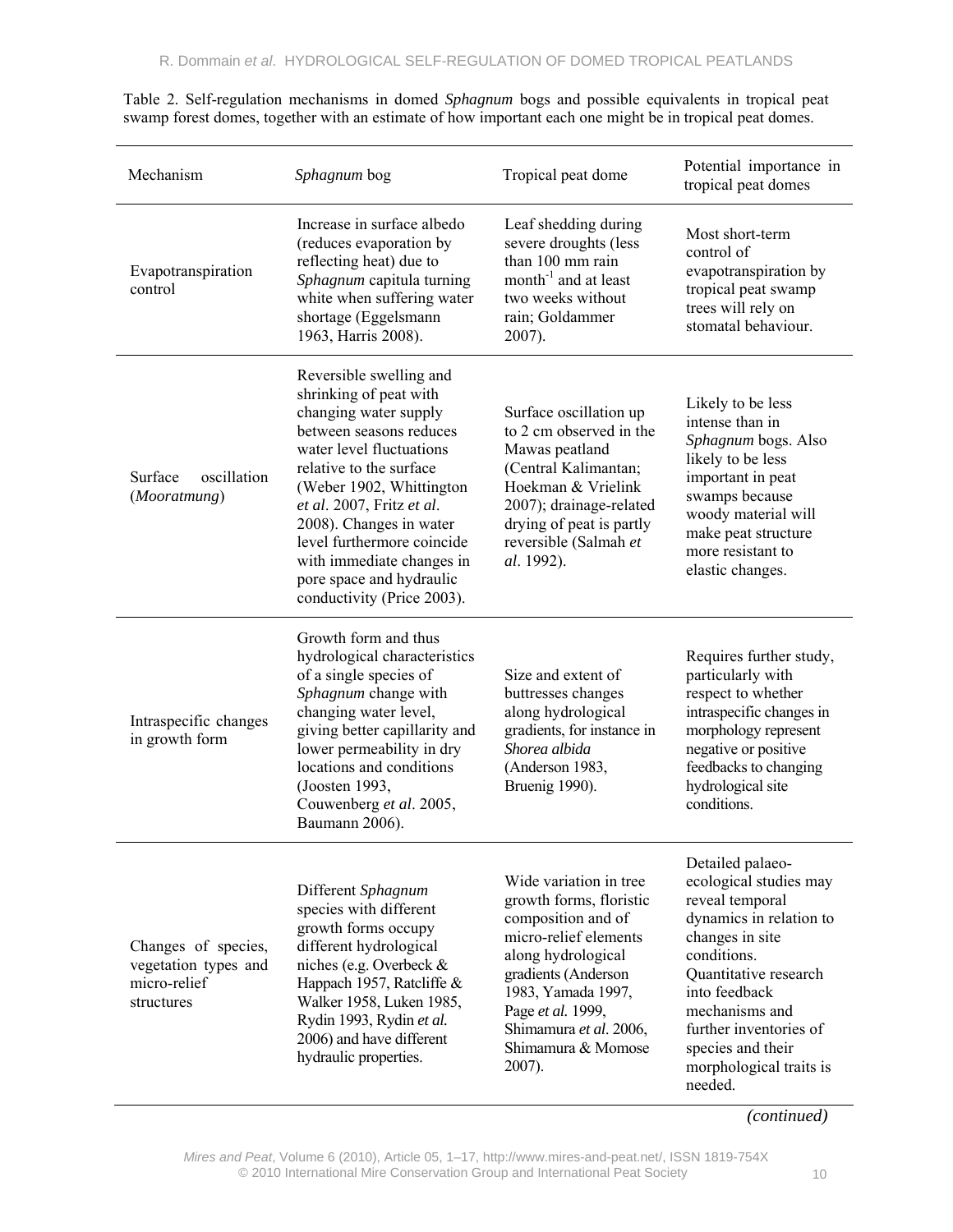Table 2. Self-regulation mechanisms in domed *Sphagnum* bogs and possible equivalents in tropical peat swamp forest domes, together with an estimate of how important each one might be in tropical peat domes.

| Mechanism | *Sphagnum* bog | Tropical peat dome | Potential importance in tropical peat domes |
|---|---|---|---|
| Evapotranspiration control | Increase in surface albedo (reduces evaporation by reflecting heat) due to *Sphagnum* capitula turning white when suffering water shortage (Eggelsmann 1963, Harris 2008). | Leaf shedding during severe droughts (less than 100 mm rain month$^{-1}$ and at least two weeks without rain; Goldammer 2007). | Most short-term control of evapotranspiration by tropical peat swamp trees will rely on stomatal behaviour. |
| Surface oscillation (*Mooratmung*) | Reversible swelling and shrinking of peat with changing water supply between seasons reduces water level fluctuations relative to the surface (Weber 1902, Whittington *et al*. 2007, Fritz *et al*. 2008). Changes in water level furthermore coincide with immediate changes in pore space and hydraulic conductivity (Price 2003). | Surface oscillation up to 2 cm observed in the Mawas peatland (Central Kalimantan; Hoekman & Vrielink 2007); drainage-related drying of peat is partly reversible (Salmah *et al*. 1992). | Likely to be less intense than in *Sphagnum* bogs. Also likely to be less important in peat swamps because woody material will make peat structure more resistant to elastic changes. |
| Intraspecific changes in growth form | Growth form and thus hydrological characteristics of a single species of *Sphagnum* change with changing water level, giving better capillarity and lower permeability in dry locations and conditions (Joosten 1993, Couwenberg *et al*. 2005, Baumann 2006). | Size and extent of buttresses changes along hydrological gradients, for instance in *Shorea albida* (Anderson 1983, Bruenig 1990). | Requires further study, particularly with respect to whether intraspecific changes in morphology represent negative or positive feedbacks to changing hydrological site conditions. |
| Changes of species, vegetation types and micro-relief structures | Different *Sphagnum* species with different growth forms occupy different hydrological niches (e.g. Overbeck & Happach 1957, Ratcliffe & Walker 1958, Luken 1985, Rydin 1993, Rydin *et al.* 2006) and have different hydraulic properties. | Wide variation in tree growth forms, floristic composition and of micro-relief elements along hydrological gradients (Anderson 1983, Yamada 1997, Page *et al.* 1999, Shimamura *et al*. 2006, Shimamura & Momose 2007). | Detailed palaeo-ecological studies may reveal temporal dynamics in relation to changes in site conditions. Quantitative research into feedback mechanisms and further inventories of species and their morphological traits is needed. |

*(continued)*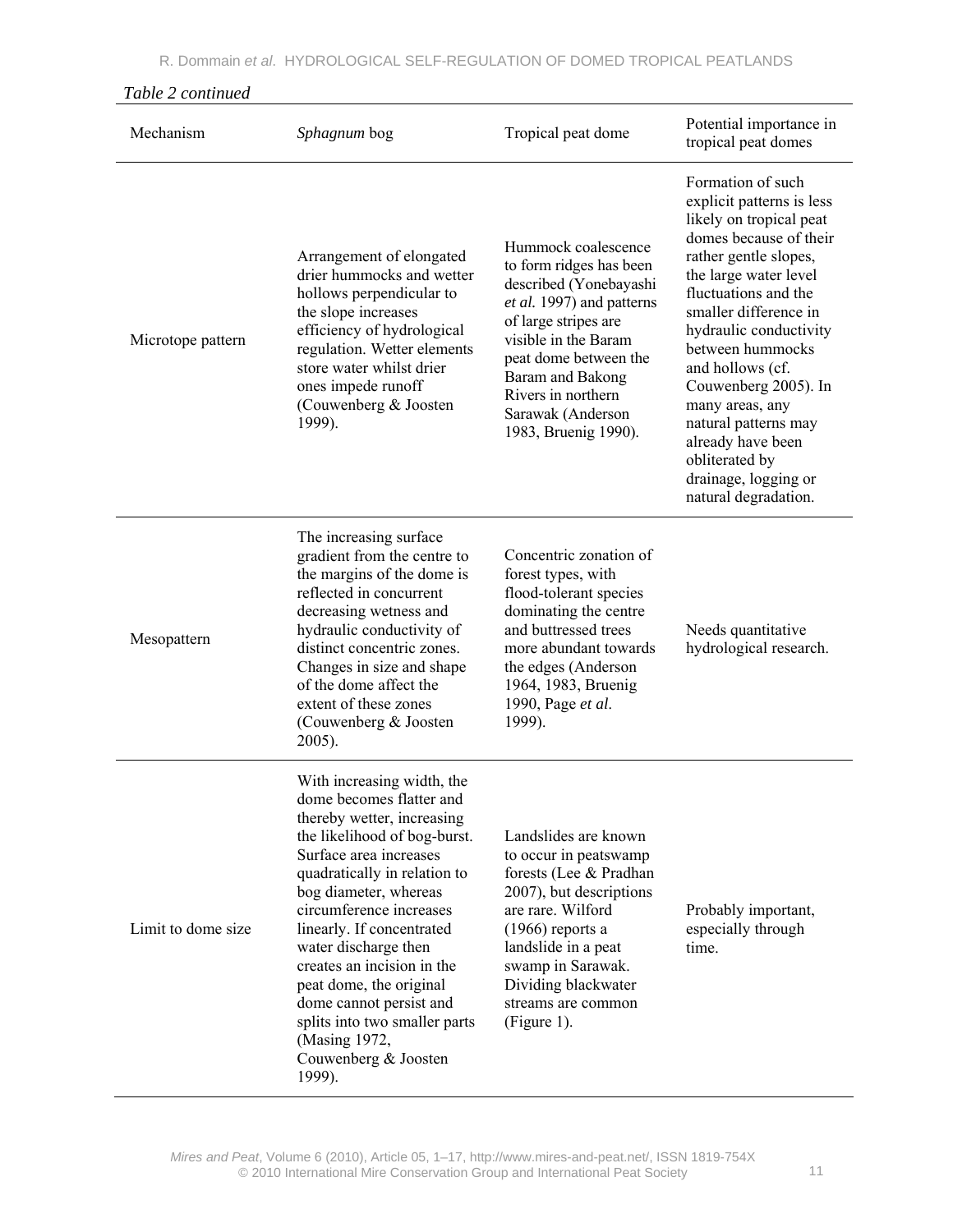*Table 2 continued*

| Mechanism | *Sphagnum* bog | Tropical peat dome | Potential importance in tropical peat domes |
|---|---|---|---|
| Microtope pattern | Arrangement of elongated drier hummocks and wetter hollows perpendicular to the slope increases efficiency of hydrological regulation. Wetter elements store water whilst drier ones impede runoff (Couwenberg & Joosten 1999). | Hummock coalescence to form ridges has been described (Yonebayashi *et al.* 1997) and patterns of large stripes are visible in the Baram peat dome between the Baram and Bakong Rivers in northern Sarawak (Anderson 1983, Bruenig 1990). | Formation of such explicit patterns is less likely on tropical peat domes because of their rather gentle slopes, the large water level fluctuations and the smaller difference in hydraulic conductivity between hummocks and hollows (cf. Couwenberg 2005). In many areas, any natural patterns may already have been obliterated by drainage, logging or natural degradation. |
| Mesopattern | The increasing surface gradient from the centre to the margins of the dome is reflected in concurrent decreasing wetness and hydraulic conductivity of distinct concentric zones. Changes in size and shape of the dome affect the extent of these zones (Couwenberg & Joosten 2005). | Concentric zonation of forest types, with flood-tolerant species dominating the centre and buttressed trees more abundant towards the edges (Anderson 1964, 1983, Bruenig 1990, Page *et al.* 1999). | Needs quantitative hydrological research. |
| Limit to dome size | With increasing width, the dome becomes flatter and thereby wetter, increasing the likelihood of bog-burst. Surface area increases quadratically in relation to bog diameter, whereas circumference increases linearly. If concentrated water discharge then creates an incision in the peat dome, the original dome cannot persist and splits into two smaller parts (Masing 1972, Couwenberg & Joosten 1999). | Landslides are known to occur in peatswamp forests (Lee & Pradhan 2007), but descriptions are rare. Wilford (1966) reports a landslide in a peat swamp in Sarawak. Dividing blackwater streams are common (Figure 1). | Probably important, especially through time. |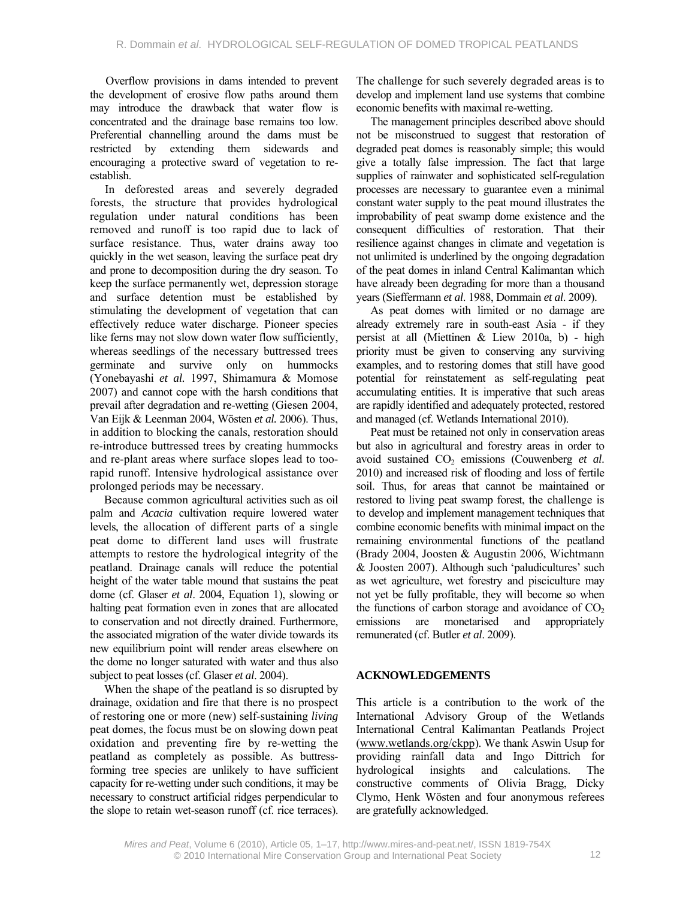Overflow provisions in dams intended to prevent the development of erosive flow paths around them may introduce the drawback that water flow is concentrated and the drainage base remains too low. Preferential channelling around the dams must be restricted by extending them sidewards and encouraging a protective sward of vegetation to re-establish.

In deforested areas and severely degraded forests, the structure that provides hydrological regulation under natural conditions has been removed and runoff is too rapid due to lack of surface resistance. Thus, water drains away too quickly in the wet season, leaving the surface peat dry and prone to decomposition during the dry season. To keep the surface permanently wet, depression storage and surface detention must be established by stimulating the development of vegetation that can effectively reduce water discharge. Pioneer species like ferns may not slow down water flow sufficiently, whereas seedlings of the necessary buttressed trees germinate and survive only on hummocks (Yonebayashi *et al.* 1997, Shimamura & Momose 2007) and cannot cope with the harsh conditions that prevail after degradation and re-wetting (Giesen 2004, Van Eijk & Leenman 2004, Wösten *et al.* 2006). Thus, in addition to blocking the canals, restoration should re-introduce buttressed trees by creating hummocks and re-plant areas where surface slopes lead to too-rapid runoff. Intensive hydrological assistance over prolonged periods may be necessary.

Because common agricultural activities such as oil palm and *Acacia* cultivation require lowered water levels, the allocation of different parts of a single peat dome to different land uses will frustrate attempts to restore the hydrological integrity of the peatland. Drainage canals will reduce the potential height of the water table mound that sustains the peat dome (cf. Glaser *et al*. 2004, Equation 1), slowing or halting peat formation even in zones that are allocated to conservation and not directly drained. Furthermore, the associated migration of the water divide towards its new equilibrium point will render areas elsewhere on the dome no longer saturated with water and thus also subject to peat losses (cf. Glaser *et al*. 2004).

When the shape of the peatland is so disrupted by drainage, oxidation and fire that there is no prospect of restoring one or more (new) self-sustaining *living* peat domes, the focus must be on slowing down peat oxidation and preventing fire by re-wetting the peatland as completely as possible. As buttress-forming tree species are unlikely to have sufficient capacity for re-wetting under such conditions, it may be necessary to construct artificial ridges perpendicular to the slope to retain wet-season runoff (cf. rice terraces). The challenge for such severely degraded areas is to develop and implement land use systems that combine economic benefits with maximal re-wetting.

The management principles described above should not be misconstrued to suggest that restoration of degraded peat domes is reasonably simple; this would give a totally false impression. The fact that large supplies of rainwater and sophisticated self-regulation processes are necessary to guarantee even a minimal constant water supply to the peat mound illustrates the improbability of peat swamp dome existence and the consequent difficulties of restoration. That their resilience against changes in climate and vegetation is not unlimited is underlined by the ongoing degradation of the peat domes in inland Central Kalimantan which have already been degrading for more than a thousand years (Sieffermann *et al*. 1988, Dommain *et al*. 2009).

As peat domes with limited or no damage are already extremely rare in south-east Asia - if they persist at all (Miettinen & Liew 2010a, b) - high priority must be given to conserving any surviving examples, and to restoring domes that still have good potential for reinstatement as self-regulating peat accumulating entities. It is imperative that such areas are rapidly identified and adequately protected, restored and managed (cf. Wetlands International 2010).

Peat must be retained not only in conservation areas but also in agricultural and forestry areas in order to avoid sustained $CO_2$ emissions (Couwenberg *et al*. 2010) and increased risk of flooding and loss of fertile soil. Thus, for areas that cannot be maintained or restored to living peat swamp forest, the challenge is to develop and implement management techniques that combine economic benefits with minimal impact on the remaining environmental functions of the peatland (Brady 2004, Joosten & Augustin 2006, Wichtmann & Joosten 2007). Although such 'paludicultures' such as wet agriculture, wet forestry and pisciculture may not yet be fully profitable, they will become so when the functions of carbon storage and avoidance of $CO_2$ emissions are monetarised and appropriately remunerated (cf. Butler *et al*. 2009).

## ACKNOWLEDGEMENTS

This article is a contribution to the work of the International Advisory Group of the Wetlands International Central Kalimantan Peatlands Project (www.wetlands.org/ckpp). We thank Aswin Usup for providing rainfall data and Ingo Dittrich for hydrological insights and calculations. The constructive comments of Olivia Bragg, Dicky Clymo, Henk Wösten and four anonymous referees are gratefully acknowledged.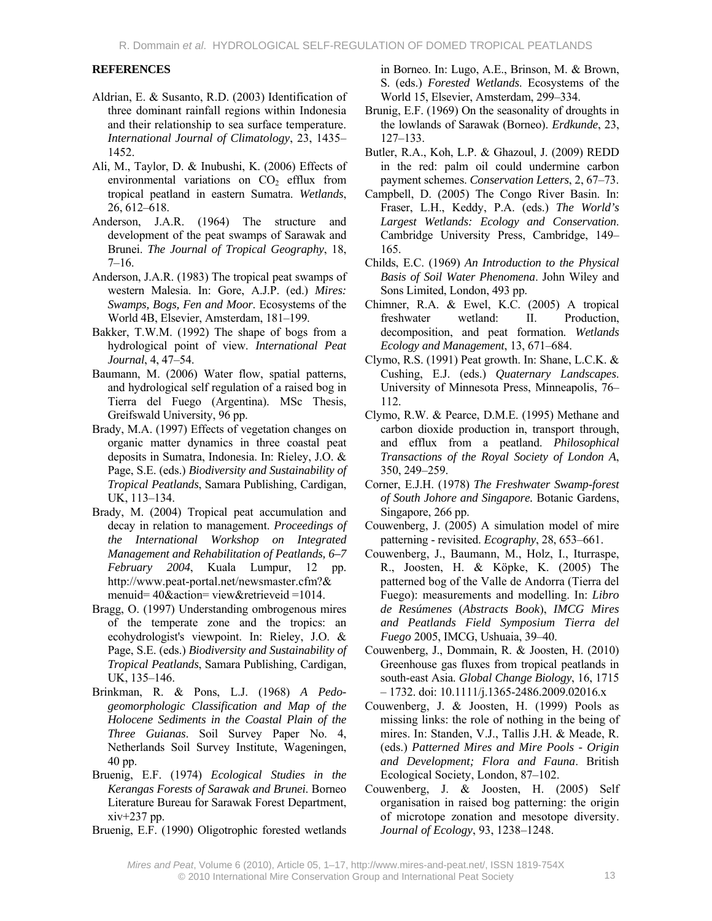**REFERENCES**

Aldrian, E. & Susanto, R.D. (2003) Identification of three dominant rainfall regions within Indonesia and their relationship to sea surface temperature. *International Journal of Climatology*, 23, 1435–1452.

Ali, M., Taylor, D. & Inubushi, K. (2006) Effects of environmental variations on $CO_2$ efflux from tropical peatland in eastern Sumatra. *Wetlands*, 26, 612–618.

Anderson, J.A.R. (1964) The structure and development of the peat swamps of Sarawak and Brunei. *The Journal of Tropical Geography*, 18, 7–16.

Anderson, J.A.R. (1983) The tropical peat swamps of western Malesia. In: Gore, A.J.P. (ed.) *Mires: Swamps, Bogs, Fen and Moor*. Ecosystems of the World 4B, Elsevier, Amsterdam, 181–199.

Bakker, T.W.M. (1992) The shape of bogs from a hydrological point of view. *International Peat Journal*, 4, 47–54.

Baumann, M. (2006) Water flow, spatial patterns, and hydrological self regulation of a raised bog in Tierra del Fuego (Argentina). MSc Thesis, Greifswald University, 96 pp.

Brady, M.A. (1997) Effects of vegetation changes on organic matter dynamics in three coastal peat deposits in Sumatra, Indonesia. In: Rieley, J.O. & Page, S.E. (eds.) *Biodiversity and Sustainability of Tropical Peatlands*, Samara Publishing, Cardigan, UK, 113–134.

Brady, M. (2004) Tropical peat accumulation and decay in relation to management. *Proceedings of the International Workshop on Integrated Management and Rehabilitation of Peatlands, 6–7 February 2004*, Kuala Lumpur, 12 pp. http://www.peat-portal.net/newsmaster.cfm?& menuid= 40&action= view&retrieveid =1014.

Bragg, O. (1997) Understanding ombrogenous mires of the temperate zone and the tropics: an ecohydrologist's viewpoint. In: Rieley, J.O. & Page, S.E. (eds.) *Biodiversity and Sustainability of Tropical Peatlands*, Samara Publishing, Cardigan, UK, 135–146.

Brinkman, R. & Pons, L.J. (1968) *A Pedo-geomorphologic Classification and Map of the Holocene Sediments in the Coastal Plain of the Three Guianas*. Soil Survey Paper No. 4, Netherlands Soil Survey Institute, Wageningen, 40 pp.

Bruenig, E.F. (1974) *Ecological Studies in the Kerangas Forests of Sarawak and Brunei*. Borneo Literature Bureau for Sarawak Forest Department, xiv+237 pp.

Bruenig, E.F. (1990) Oligotrophic forested wetlands in Borneo. In: Lugo, A.E., Brinson, M. & Brown, S. (eds.) *Forested Wetlands*. Ecosystems of the World 15, Elsevier, Amsterdam, 299–334.

Brunig, E.F. (1969) On the seasonality of droughts in the lowlands of Sarawak (Borneo). *Erdkunde*, 23, 127–133.

Butler, R.A., Koh, L.P. & Ghazoul, J. (2009) REDD in the red: palm oil could undermine carbon payment schemes. *Conservation Letters*, 2, 67–73.

Campbell, D. (2005) The Congo River Basin. In: Fraser, L.H., Keddy, P.A. (eds.) *The World's Largest Wetlands: Ecology and Conservation*. Cambridge University Press, Cambridge, 149–165.

Childs, E.C. (1969) *An Introduction to the Physical Basis of Soil Water Phenomena*. John Wiley and Sons Limited, London, 493 pp.

Chimner, R.A. & Ewel, K.C. (2005) A tropical freshwater wetland: II. Production, decomposition, and peat formation. *Wetlands Ecology and Management*, 13, 671–684.

Clymo, R.S. (1991) Peat growth. In: Shane, L.C.K. & Cushing, E.J. (eds.) *Quaternary Landscapes*. University of Minnesota Press, Minneapolis, 76–112.

Clymo, R.W. & Pearce, D.M.E. (1995) Methane and carbon dioxide production in, transport through, and efflux from a peatland. *Philosophical Transactions of the Royal Society of London A*, 350, 249–259.

Corner, E.J.H. (1978) *The Freshwater Swamp-forest of South Johore and Singapore.* Botanic Gardens, Singapore, 266 pp.

Couwenberg, J. (2005) A simulation model of mire patterning - revisited. *Ecography*, 28, 653–661.

Couwenberg, J., Baumann, M., Holz, I., Iturraspe, R., Joosten, H. & Köpke, K. (2005) The patterned bog of the Valle de Andorra (Tierra del Fuego): measurements and modelling. In: *Libro de Resúmenes* (*Abstracts Book*), *IMCG Mires and Peatlands Field Symposium Tierra del Fuego* 2005, IMCG, Ushuaia, 39–40.

Couwenberg, J., Dommain, R. & Joosten, H. (2010) Greenhouse gas fluxes from tropical peatlands in south-east Asia. *Global Change Biology*, 16, 1715 – 1732. doi: 10.1111/j.1365-2486.2009.02016.x

Couwenberg, J. & Joosten, H. (1999) Pools as missing links: the role of nothing in the being of mires. In: Standen, V.J., Tallis J.H. & Meade, R. (eds.) *Patterned Mires and Mire Pools - Origin and Development; Flora and Fauna*. British Ecological Society, London, 87–102.

Couwenberg, J. & Joosten, H. (2005) Self organisation in raised bog patterning: the origin of microtope zonation and mesotope diversity. *Journal of Ecology*, 93, 1238–1248.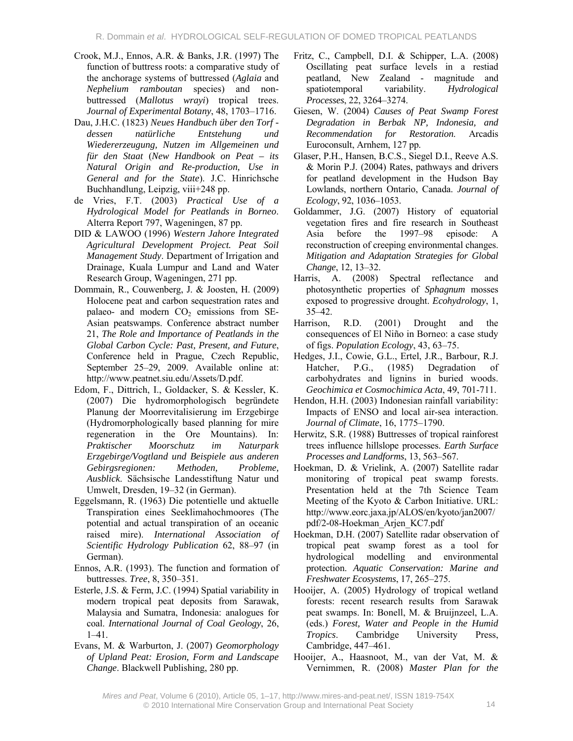Crook, M.J., Ennos, A.R. & Banks, J.R. (1997) The function of buttress roots: a comparative study of the anchorage systems of buttressed (*Aglaia* and *Nephelium ramboutan* species) and non-buttressed (*Mallotus wrayi*) tropical trees. *Journal of Experimental Botany*, 48, 1703–1716.

Dau, J.H.C. (1823) *Neues Handbuch über den Torf - dessen natürliche Entstehung und Wiedererzeugung, Nutzen im Allgemeinen und für den Staat* (*New Handbook on Peat – its Natural Origin and Re-production, Use in General and for the State*). J.C. Hinrichsche Buchhandlung, Leipzig, viii+248 pp.

de Vries, F.T. (2003) *Practical Use of a Hydrological Model for Peatlands in Borneo*. Alterra Report 797, Wageningen, 87 pp.

DID & LAWOO (1996) *Western Jahore Integrated Agricultural Development Project. Peat Soil Management Study*. Department of Irrigation and Drainage, Kuala Lumpur and Land and Water Research Group, Wageningen, 271 pp.

Dommain, R., Couwenberg, J. & Joosten, H. (2009) Holocene peat and carbon sequestration rates and palaeo- and modern $CO_2$ emissions from SE-Asian peatswamps. Conference abstract number 21, *The Role and Importance of Peatlands in the Global Carbon Cycle: Past, Present, and Future*, Conference held in Prague, Czech Republic, September 25–29, 2009. Available online at: http://www.peatnet.siu.edu/Assets/D.pdf.

Edom, F., Dittrich, I., Goldacker, S. & Kessler, K. (2007) Die hydromorphologisch begründete Planung der Moorrevitalisierung im Erzgebirge (Hydromorphologically based planning for mire regeneration in the Ore Mountains). In: *Praktischer Moorschutz im Naturpark Erzgebirge/Vogtland und Beispiele aus anderen Gebirgsregionen: Methoden, Probleme, Ausblick*. Sächsische Landesstiftung Natur und Umwelt, Dresden, 19–32 (in German).

Eggelsmann, R. (1963) Die potentielle und aktuelle Transpiration eines Seeklimahochmoores (The potential and actual transpiration of an oceanic raised mire). *International Association of Scientific Hydrology Publication* 62, 88–97 (in German).

Ennos, A.R. (1993). The function and formation of buttresses. *Tree*, 8, 350–351.

Esterle, J.S. & Ferm, J.C. (1994) Spatial variability in modern tropical peat deposits from Sarawak, Malaysia and Sumatra, Indonesia: analogues for coal. *International Journal of Coal Geology*, 26, 1–41.

Evans, M. & Warburton, J. (2007) *Geomorphology of Upland Peat: Erosion, Form and Landscape Change*. Blackwell Publishing, 280 pp.

Fritz, C., Campbell, D.I. & Schipper, L.A. (2008) Oscillating peat surface levels in a restiad peatland, New Zealand - magnitude and spatiotemporal variability. *Hydrological Processes*, 22, 3264–3274.

Giesen, W. (2004) *Causes of Peat Swamp Forest Degradation in Berbak NP, Indonesia, and Recommendation for Restoration*. Arcadis Euroconsult, Arnhem, 127 pp.

Glaser, P.H., Hansen, B.C.S., Siegel D.I., Reeve A.S. & Morin P.J. (2004) Rates, pathways and drivers for peatland development in the Hudson Bay Lowlands, northern Ontario, Canada. *Journal of Ecology*, 92, 1036–1053.

Goldammer, J.G. (2007) History of equatorial vegetation fires and fire research in Southeast Asia before the 1997–98 episode: A reconstruction of creeping environmental changes. *Mitigation and Adaptation Strategies for Global Change*, 12, 13–32.

Harris, A. (2008) Spectral reflectance and photosynthetic properties of *Sphagnum* mosses exposed to progressive drought. *Ecohydrology*, 1, 35–42.

Harrison, R.D. (2001) Drought and the consequences of El Niño in Borneo: a case study of figs. *Population Ecology*, 43, 63–75.

Hedges, J.I., Cowie, G.L., Ertel, J.R., Barbour, R.J. Hatcher, P.G., (1985) Degradation of carbohydrates and lignins in buried woods. *Geochimica et Cosmochimica Acta*, 49, 701-711.

Hendon, H.H. (2003) Indonesian rainfall variability: Impacts of ENSO and local air-sea interaction. *Journal of Climate*, 16, 1775–1790.

Herwitz, S.R. (1988) Buttresses of tropical rainforest trees influence hillslope processes. *Earth Surface Processes and Landforms*, 13, 563–567.

Hoekman, D. & Vrielink, A. (2007) Satellite radar monitoring of tropical peat swamp forests. Presentation held at the 7th Science Team Meeting of the Kyoto & Carbon Initiative. URL: http://www.eorc.jaxa.jp/ALOS/en/kyoto/jan2007/pdf/2-08-Hoekman_Arjen_KC7.pdf

Hoekman, D.H. (2007) Satellite radar observation of tropical peat swamp forest as a tool for hydrological modelling and environmental protection. *Aquatic Conservation: Marine and Freshwater Ecosystems*, 17, 265–275.

Hooijer, A. (2005) Hydrology of tropical wetland forests: recent research results from Sarawak peat swamps. In: Bonell, M. & Bruijnzeel, L.A. (eds.) *Forest, Water and People in the Humid Tropics*. Cambridge University Press, Cambridge, 447–461.

Hooijer, A., Haasnoot, M., van der Vat, M. & Vernimmen, R. (2008) *Master Plan for the*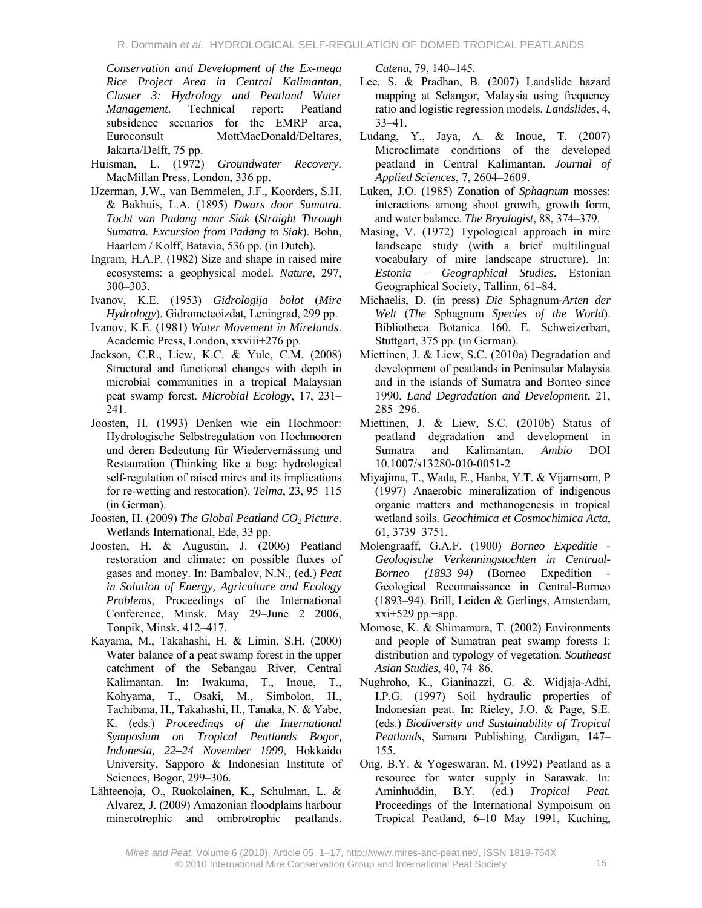*Conservation and Development of the Ex-mega Rice Project Area in Central Kalimantan, Cluster 3: Hydrology and Peatland Water Management*. Technical report: Peatland subsidence scenarios for the EMRP area, Euroconsult MottMacDonald/Deltares, Jakarta/Delft, 75 pp.

Huisman, L. (1972) *Groundwater Recovery*. MacMillan Press, London, 336 pp.

IJzerman, J.W., van Bemmelen, J.F., Koorders, S.H. & Bakhuis, L.A. (1895) *Dwars door Sumatra. Tocht van Padang naar Siak* (*Straight Through Sumatra. Excursion from Padang to Siak*). Bohn, Haarlem / Kolff, Batavia, 536 pp. (in Dutch).

Ingram, H.A.P. (1982) Size and shape in raised mire ecosystems: a geophysical model. *Nature*, 297, 300–303.

Ivanov, K.E. (1953) *Gidrologija bolot* (*Mire Hydrology*). Gidrometeoizdat, Leningrad, 299 pp.

Ivanov, K.E. (1981) *Water Movement in Mirelands*. Academic Press, London, xxviii+276 pp.

Jackson, C.R., Liew, K.C. & Yule, C.M. (2008) Structural and functional changes with depth in microbial communities in a tropical Malaysian peat swamp forest. *Microbial Ecology*, 17, 231–241.

Joosten, H. (1993) Denken wie ein Hochmoor: Hydrologische Selbstregulation von Hochmooren und deren Bedeutung für Wiedervernässung und Restauration (Thinking like a bog: hydrological self-regulation of raised mires and its implications for re-wetting and restoration). *Telma*, 23, 95–115 (in German).

Joosten, H. (2009) *The Global Peatland $CO_2$ Picture*. Wetlands International, Ede, 33 pp.

Joosten, H. & Augustin, J. (2006) Peatland restoration and climate: on possible fluxes of gases and money. In: Bambalov, N.N., (ed.) *Peat in Solution of Energy, Agriculture and Ecology Problems*, Proceedings of the International Conference, Minsk, May 29–June 2 2006, Tonpik, Minsk, 412–417.

Kayama, M., Takahashi, H. & Limin, S.H. (2000) Water balance of a peat swamp forest in the upper catchment of the Sebangau River, Central Kalimantan. In: Iwakuma, T., Inoue, T., Kohyama, T., Osaki, M., Simbolon, H., Tachibana, H., Takahashi, H., Tanaka, N. & Yabe, K. (eds.) *Proceedings of the International Symposium on Tropical Peatlands Bogor, Indonesia, 22–24 November 1999*, Hokkaido University, Sapporo & Indonesian Institute of Sciences, Bogor, 299–306.

Lähteenoja, O., Ruokolainen, K., Schulman, L. & Alvarez, J. (2009) Amazonian floodplains harbour minerotrophic and ombrotrophic peatlands. *Catena*, 79, 140–145.

Lee, S. & Pradhan, B. (2007) Landslide hazard mapping at Selangor, Malaysia using frequency ratio and logistic regression models. *Landslides*, 4, 33–41.

Ludang, Y., Jaya, A. & Inoue, T. (2007) Microclimate conditions of the developed peatland in Central Kalimantan. *Journal of Applied Sciences*, 7, 2604–2609.

Luken, J.O. (1985) Zonation of *Sphagnum* mosses: interactions among shoot growth, growth form, and water balance. *The Bryologist*, 88, 374–379.

Masing, V. (1972) Typological approach in mire landscape study (with a brief multilingual vocabulary of mire landscape structure). In: *Estonia – Geographical Studies*, Estonian Geographical Society, Tallinn, 61–84.

Michaelis, D. (in press) *Die* Sphagnum-*Arten der Welt* (*The* Sphagnum *Species of the World*). Bibliotheca Botanica 160. E. Schweizerbart, Stuttgart, 375 pp. (in German).

Miettinen, J. & Liew, S.C. (2010a) Degradation and development of peatlands in Peninsular Malaysia and in the islands of Sumatra and Borneo since 1990. *Land Degradation and Development*, 21, 285–296.

Miettinen, J. & Liew, S.C. (2010b) Status of peatland degradation and development in Sumatra and Kalimantan. *Ambio* DOI 10.1007/s13280-010-0051-2

Miyajima, T., Wada, E., Hanba, Y.T. & Vijarnsorn, P (1997) Anaerobic mineralization of indigenous organic matters and methanogenesis in tropical wetland soils. *Geochimica et Cosmochimica Acta*, 61, 3739–3751.

Molengraaff, G.A.F. (1900) *Borneo Expeditie - Geologische Verkenningstochten in Centraal-Borneo (1893–94)* (Borneo Expedition - Geological Reconnaissance in Central-Borneo (1893–94). Brill, Leiden & Gerlings, Amsterdam, xxi+529 pp.+app.

Momose, K. & Shimamura, T. (2002) Environments and people of Sumatran peat swamp forests I: distribution and typology of vegetation. *Southeast Asian Studies*, 40, 74–86.

Nughroho, K., Gianinazzi, G. &. Widjaja-Adhi, I.P.G. (1997) Soil hydraulic properties of Indonesian peat. In: Rieley, J.O. & Page, S.E. (eds.) *Biodiversity and Sustainability of Tropical Peatlands*, Samara Publishing, Cardigan, 147–155.

Ong, B.Y. & Yogeswaran, M. (1992) Peatland as a resource for water supply in Sarawak. In: Aminhuddin, B.Y. (ed.) *Tropical Peat.* Proceedings of the International Sympoisum on Tropical Peatland, 6–10 May 1991, Kuching,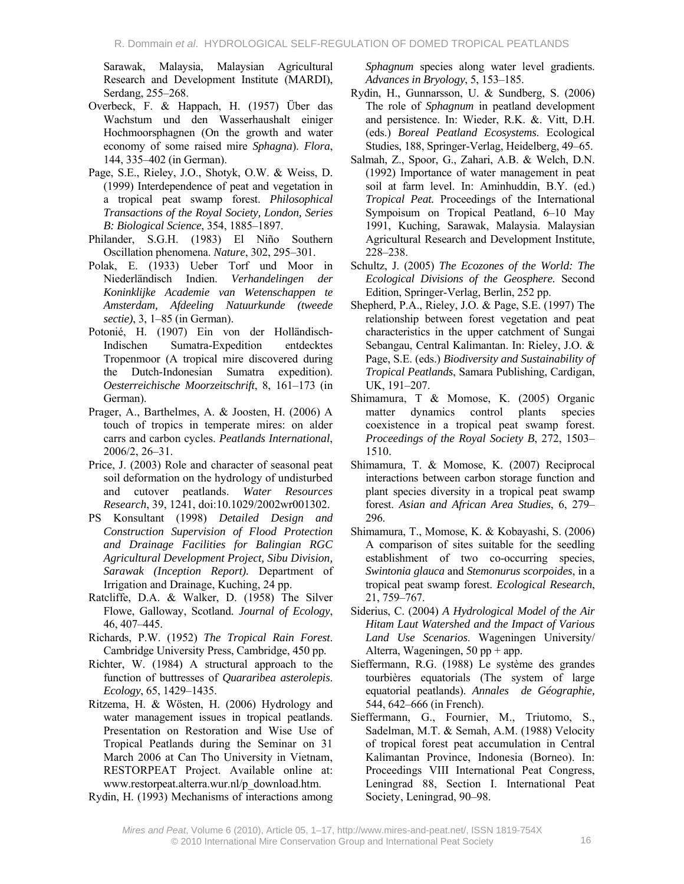Sarawak, Malaysia, Malaysian Agricultural Research and Development Institute (MARDI), Serdang, 255–268.

Overbeck, F. & Happach, H. (1957) Über das Wachstum und den Wasserhaushalt einiger Hochmoorsphagnen (On the growth and water economy of some raised mire *Sphagna*). *Flora*, 144, 335–402 (in German).

Page, S.E., Rieley, J.O., Shotyk, O.W. & Weiss, D. (1999) Interdependence of peat and vegetation in a tropical peat swamp forest. *Philosophical Transactions of the Royal Society, London, Series B: Biological Science*, 354, 1885–1897.

Philander, S.G.H. (1983) El Niño Southern Oscillation phenomena. *Nature*, 302, 295–301.

Polak, E. (1933) Ueber Torf und Moor in Niederländisch Indien. *Verhandelingen der Koninklijke Academie van Wetenschappen te Amsterdam, Afdeeling Natuurkunde (tweede sectie)*, 3, 1–85 (in German).

Potonié, H. (1907) Ein von der Holländisch-Indischen Sumatra-Expedition entdecktes Tropenmoor (A tropical mire discovered during the Dutch-Indonesian Sumatra expedition). *Oesterreichische Moorzeitschrift*, 8, 161–173 (in German).

Prager, A., Barthelmes, A. & Joosten, H. (2006) A touch of tropics in temperate mires: on alder carrs and carbon cycles. *Peatlands International*, 2006/2, 26–31.

Price, J. (2003) Role and character of seasonal peat soil deformation on the hydrology of undisturbed and cutover peatlands. *Water Resources Research*, 39, 1241, doi:10.1029/2002wr001302.

PS Konsultant (1998) *Detailed Design and Construction Supervision of Flood Protection and Drainage Facilities for Balingian RGC Agricultural Development Project, Sibu Division, Sarawak (Inception Report).* Department of Irrigation and Drainage, Kuching, 24 pp.

Ratcliffe, D.A. & Walker, D. (1958) The Silver Flowe, Galloway, Scotland. *Journal of Ecology*, 46, 407–445.

Richards, P.W. (1952) *The Tropical Rain Forest*. Cambridge University Press, Cambridge, 450 pp.

Richter, W. (1984) A structural approach to the function of buttresses of *Quararibea asterolepis*. *Ecology*, 65, 1429–1435.

Ritzema, H. & Wösten, H. (2006) Hydrology and water management issues in tropical peatlands. Presentation on Restoration and Wise Use of Tropical Peatlands during the Seminar on 31 March 2006 at Can Tho University in Vietnam, RESTORPEAT Project. Available online at: www.restorpeat.alterra.wur.nl/p_download.htm.

Rydin, H. (1993) Mechanisms of interactions among *Sphagnum* species along water level gradients. *Advances in Bryology*, 5, 153–185.

Rydin, H., Gunnarsson, U. & Sundberg, S. (2006) The role of *Sphagnum* in peatland development and persistence. In: Wieder, R.K. &. Vitt, D.H. (eds.) *Boreal Peatland Ecosystems*. Ecological Studies, 188, Springer-Verlag, Heidelberg, 49–65.

Salmah, Z., Spoor, G., Zahari, A.B. & Welch, D.N. (1992) Importance of water management in peat soil at farm level. In: Aminhuddin, B.Y. (ed.) *Tropical Peat.* Proceedings of the International Sympoisum on Tropical Peatland, 6–10 May 1991, Kuching, Sarawak, Malaysia. Malaysian Agricultural Research and Development Institute, 228–238.

Schultz, J. (2005) *The Ecozones of the World: The Ecological Divisions of the Geosphere.* Second Edition, Springer-Verlag, Berlin, 252 pp.

Shepherd, P.A., Rieley, J.O. & Page, S.E. (1997) The relationship between forest vegetation and peat characteristics in the upper catchment of Sungai Sebangau, Central Kalimantan. In: Rieley, J.O. & Page, S.E. (eds.) *Biodiversity and Sustainability of Tropical Peatlands*, Samara Publishing, Cardigan, UK, 191–207.

Shimamura, T & Momose, K. (2005) Organic matter dynamics control plants species coexistence in a tropical peat swamp forest. *Proceedings of the Royal Society B*, 272, 1503–1510.

Shimamura, T. & Momose, K. (2007) Reciprocal interactions between carbon storage function and plant species diversity in a tropical peat swamp forest. *Asian and African Area Studies*, 6, 279–296.

Shimamura, T., Momose, K. & Kobayashi, S. (2006) A comparison of sites suitable for the seedling establishment of two co-occurring species, *Swintonia glauca* and *Stemonurus scorpoides*, in a tropical peat swamp forest. *Ecological Research*, 21, 759–767.

Siderius, C. (2004) *A Hydrological Model of the Air Hitam Laut Watershed and the Impact of Various Land Use Scenarios*. Wageningen University/ Alterra, Wageningen, 50 pp + app.

Sieffermann, R.G. (1988) Le système des grandes tourbières equatorials (The system of large equatorial peatlands). *Annales de Géographie,* 544, 642–666 (in French).

Sieffermann, G., Fournier, M., Triutomo, S., Sadelman, M.T. & Semah, A.M. (1988) Velocity of tropical forest peat accumulation in Central Kalimantan Province, Indonesia (Borneo). In: Proceedings VIII International Peat Congress, Leningrad 88, Section I. International Peat Society, Leningrad, 90–98.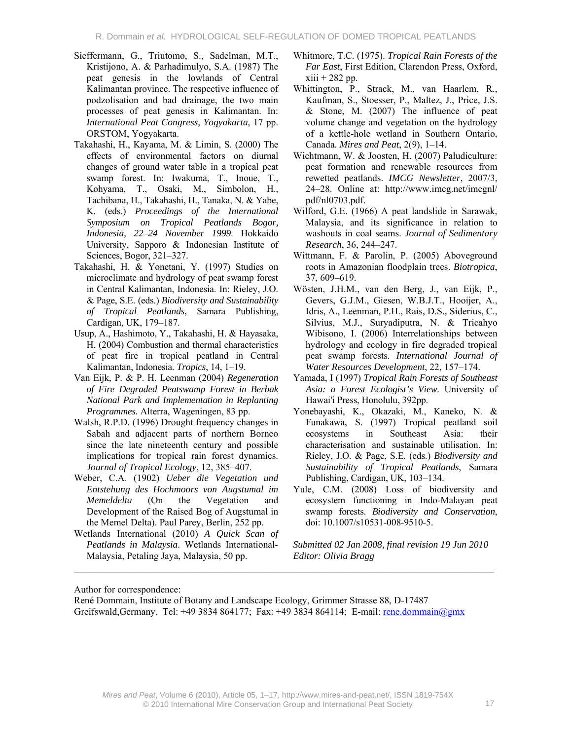Sieffermann, G., Triutomo, S., Sadelman, M.T., Kristijono, A. & Parhadimulyo, S.A. (1987) The peat genesis in the lowlands of Central Kalimantan province. The respective influence of podzolisation and bad drainage, the two main processes of peat genesis in Kalimantan. In: *International Peat Congress, Yogyakarta*, 17 pp. ORSTOM, Yogyakarta.

Takahashi, H., Kayama, M. & Limin, S. (2000) The effects of environmental factors on diurnal changes of ground water table in a tropical peat swamp forest. In: Iwakuma, T., Inoue, T., Kohyama, T., Osaki, M., Simbolon, H., Tachibana, H., Takahashi, H., Tanaka, N. & Yabe, K. (eds.) *Proceedings of the International Symposium on Tropical Peatlands Bogor, Indonesia, 22–24 November 1999*. Hokkaido University, Sapporo & Indonesian Institute of Sciences, Bogor, 321–327.

Takahashi, H. & Yonetani, Y. (1997) Studies on microclimate and hydrology of peat swamp forest in Central Kalimantan, Indonesia. In: Rieley, J.O. & Page, S.E. (eds.) *Biodiversity and Sustainability of Tropical Peatlands*, Samara Publishing, Cardigan, UK, 179–187.

Usup, A., Hashimoto, Y., Takahashi, H. & Hayasaka, H. (2004) Combustion and thermal characteristics of peat fire in tropical peatland in Central Kalimantan, Indonesia. *Tropics*, 14, 1–19.

Van Eijk, P. & P. H. Leenman (2004) *Regeneration of Fire Degraded Peatswamp Forest in Berbak National Park and Implementation in Replanting Programmes.* Alterra, Wageningen, 83 pp.

Walsh, R.P.D. (1996) Drought frequency changes in Sabah and adjacent parts of northern Borneo since the late nineteenth century and possible implications for tropical rain forest dynamics. *Journal of Tropical Ecology*, 12, 385–407.

Weber, C.A. (1902) *Ueber die Vegetation und Entstehung des Hochmoors von Augstumal im Memeldelta* (On the Vegetation and Development of the Raised Bog of Augstumal in the Memel Delta). Paul Parey, Berlin, 252 pp.

Wetlands International (2010) *A Quick Scan of Peatlands in Malaysia*. Wetlands International-Malaysia, Petaling Jaya, Malaysia, 50 pp.

Whitmore, T.C. (1975). *Tropical Rain Forests of the Far East*, First Edition, Clarendon Press, Oxford, xiii + 282 pp.

Whittington, P., Strack, M., van Haarlem, R., Kaufman, S., Stoesser, P., Maltez, J., Price, J.S. & Stone, M. (2007) The influence of peat volume change and vegetation on the hydrology of a kettle-hole wetland in Southern Ontario, Canada. *Mires and Peat*, 2(9), 1–14.

Wichtmann, W. & Joosten, H. (2007) Paludiculture: peat formation and renewable resources from rewetted peatlands. *IMCG Newsletter*, 2007/3, 24–28. Online at: http://www.imcg.net/imcgnl/pdf/nl0703.pdf.

Wilford, G.E. (1966) A peat landslide in Sarawak, Malaysia, and its significance in relation to washouts in coal seams. *Journal of Sedimentary Research*, 36, 244–247.

Wittmann, F. & Parolin, P. (2005) Aboveground roots in Amazonian floodplain trees. *Biotropica*, 37, 609–619.

Wösten, J.H.M., van den Berg, J., van Eijk, P., Gevers, G.J.M., Giesen, W.B.J.T., Hooijer, A., Idris, A., Leenman, P.H., Rais, D.S., Siderius, C., Silvius, M.J., Suryadiputra, N. & Tricahyo Wibisono, I. (2006) Interrelationships between hydrology and ecology in fire degraded tropical peat swamp forests. *International Journal of Water Resources Development*, 22, 157–174.

Yamada, I (1997) *Tropical Rain Forests of Southeast Asia: a Forest Ecologist's View.* University of Hawai'i Press, Honolulu, 392pp.

Yonebayashi, K., Okazaki, M., Kaneko, N. & Funakawa, S. (1997) Tropical peatland soil ecosystems in Southeast Asia: their characterisation and sustainable utilisation. In: Rieley, J.O. & Page, S.E. (eds.) *Biodiversity and Sustainability of Tropical Peatlands*, Samara Publishing, Cardigan, UK, 103–134.

Yule, C.M. (2008) Loss of biodiversity and ecosystem functioning in Indo-Malayan peat swamp forests. *Biodiversity and Conservation*, doi: 10.1007/s10531-008-9510-5.

*Submitted 02 Jan 2008, final revision 19 Jun 2010*
*Editor: Olivia Bragg*

---

Author for correspondence:
René Dommain, Institute of Botany and Landscape Ecology, Grimmer Strasse 88, D-17487 Greifswald,Germany. Tel: +49 3834 864177; Fax: +49 3834 864114; E-mail: rene.dommain@gmx